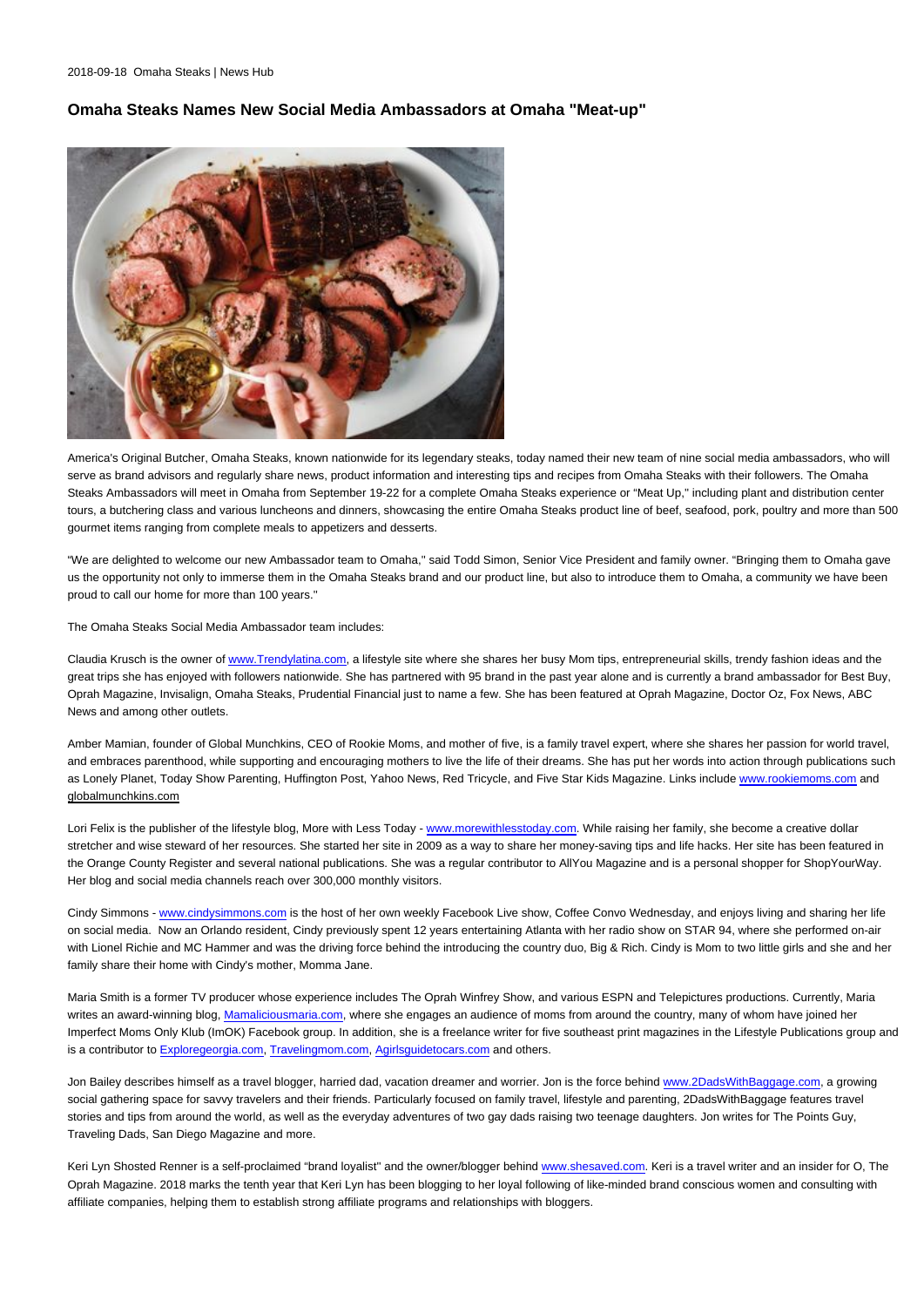2018-09-18 Omaha Steaks | News Hub

# Omaha Steaks Names New Social Media Ambassadors at Omaha "Meat-up"

America's Original Butcher, Omaha Steaks, known nationwide for its legendary steaks, today named their new team of nine social media ambassadors, who will serve as brand advisors and regularly share news, product information and interesting tips and recipes from Omaha Steaks with their followers. The Omaha Steaks Ambassadors will meet in Omaha from September 19-22 for a complete Omaha Steaks experience or "Meat Up," including plant and distribution center tours, a butchering class and various luncheons and dinners, showcasing the entire Omaha Steaks product line of beef, seafood, pork, poultry and more than 500 gourmet items ranging from complete meals to appetizers and desserts.

"We are delighted to welcome our new Ambassador team to Omaha," said Todd Simon, Senior Vice President and family owner. "Bringing them to Omaha gave us the opportunity not only to immerse them in the Omaha Steaks brand and our product line, but also to introduce them to Omaha, a community we have been proud to call our home for more than 100 years."

The Omaha Steaks Social Media Ambassador team includes:

Claudia Krusch is the owner of www.Trendylatina.com, a lifestyle site where she shares her busy Mom tips, entrepreneurial skills, trendy fashion ideas and the great trips she has enjoyed with followers nationwide. She has partnered with 95 brand in the past year alone and is currently a brand ambassador for Best Buy, Oprah Magazine, Invisalign, Omaha Steaks, Prudential Financial just to name a few. She has been featured at Oprah Magazine, Doctor Oz, Fox News, ABC News and among other outlets.

Amber Mamian, founder of Global Munchkins, CEO of Rookie Moms, and mother of five, is a family travel expert, where she shares her passion for world travel, and embraces parenthood, while supporting and encouraging mothers to live the life of their dreams. She has put her words into action through publications such as Lonely Planet, Today Show Parenting, Huffington Post, Yahoo News, Red Tricycle, and Five Star Kids Magazine. Links include www.rookiemoms.com and globalmunchkins.com

Lori Felix is the publisher of the lifestyle blog, More with Less Today - www.morewithlesstoday.com. While raising her family, she become a creative dollar stretcher and wise steward of her resources. She started her site in 2009 as a way to share her money-saving tips and life hacks. Her site has been featured in the Orange County Register and several national publications. She was a regular contributor to AllYou Magazine and is a personal shopper for ShopYourWay. Her blog and social media channels reach over 300,000 monthly visitors.

Cindy Simmons - www.cindysimmons.com is the host of her own weekly Facebook Live show, Coffee Convo Wednesday, and enjoys living and sharing her life on social media. Now an Orlando resident, Cindy previously spent 12 years entertaining Atlanta with her radio show on STAR 94, where she performed on-air with Lionel Richie and MC Hammer and was the driving force behind the introducing the country duo, Big & Rich. Cindy is Mom to two little girls and she and her family share their home with Cindy's mother, Momma Jane.

Maria Smith is a former TV producer whose experience includes The Oprah Winfrey Show, and various ESPN and Telepictures productions. Currently, Maria writes an award-winning blog, Mamaliciousmaria.com, where she engages an audience of moms from around the country, many of whom have joined her Imperfect Moms Only Klub (ImOK) Facebook group. In addition, she is a freelance writer for five southeast print magazines in the Lifestyle Publications group and is a contributor to Exploregeorgia.com, Travelingmom.com, Agirlsguidetocars.com and others.

Jon Bailey describes himself as a travel blogger, harried dad, vacation dreamer and worrier. Jon is the force behind www.2DadsWithBaggage.com, a growing social gathering space for savvy travelers and their friends. Particularly focused on family travel, lifestyle and parenting, 2DadsWithBaggage features travel stories and tips from around the world, as well as the everyday adventures of two gay dads raising two teenage daughters. Jon writes for The Points Guy, Traveling Dads, San Diego Magazine and more.

Keri Lyn Shosted Renner is a self-proclaimed "brand loyalist" and the owner/blogger behind www.shesaved.com. Keri is a travel writer and an insider for O, The Oprah Magazine. 2018 marks the tenth year that Keri Lyn has been blogging to her loyal following of like-minded brand conscious women and consulting with affiliate companies, helping them to establish strong affiliate programs and relationships with bloggers.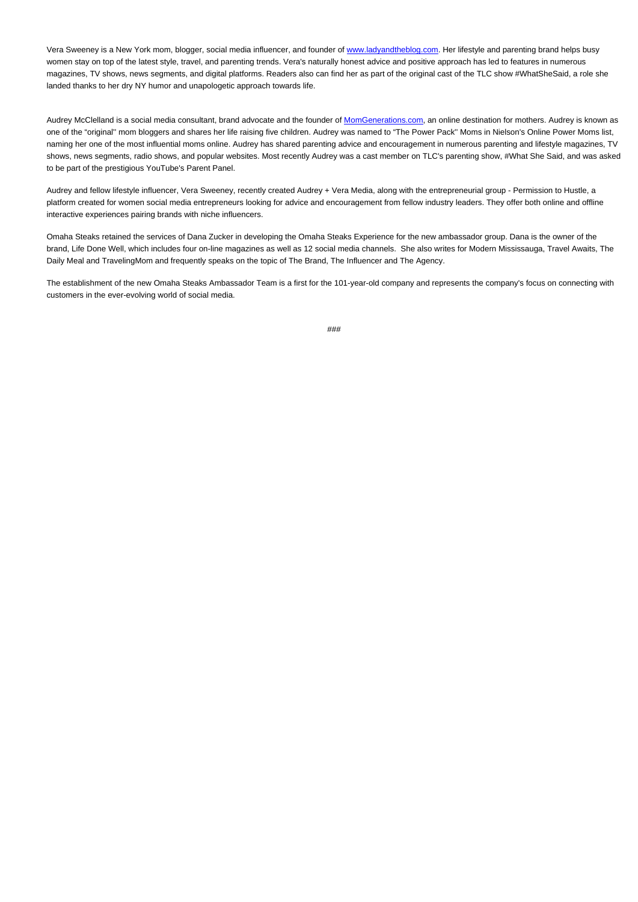Vera Sweeney is a New York mom, blogger, social media influencer, and founder of www.ladyandtheblog.com. Her lifestyle and parenting brand helps busy women stay on top of the latest style, travel, and parenting trends. Vera's naturally honest advice and positive approach has led to features in numerous magazines, TV shows, news segments, and digital platforms. Readers also can find her as part of the original cast of the TLC show #WhatSheSaid, a role she landed thanks to her dry NY humor and unapologetic approach towards life.

Audrey McClelland is a social media consultant, brand advocate and the founder of MomGenerations.com, an online destination for mothers. Audrey is known as one of the "original" mom bloggers and shares her life raising five children. Audrey was named to "The Power Pack" Moms in Nielson's Online Power Moms list, naming her one of the most influential moms online. Audrey has shared parenting advice and encouragement in numerous parenting and lifestyle magazines, TV shows, news segments, radio shows, and popular websites. Most recently Audrey was a cast member on TLC's parenting show, #What She Said, and was asked to be part of the prestigious YouTube's Parent Panel.

Audrey and fellow lifestyle influencer, Vera Sweeney, recently created Audrey + Vera Media, along with the entrepreneurial group - Permission to Hustle, a platform created for women social media entrepreneurs looking for advice and encouragement from fellow industry leaders. They offer both online and offline interactive experiences pairing brands with niche influencers.

Omaha Steaks retained the services of Dana Zucker in developing the Omaha Steaks Experience for the new ambassador group. Dana is the owner of the brand, Life Done Well, which includes four on-line magazines as well as 12 social media channels. She also writes for Modern Mississauga, Travel Awaits, The Daily Meal and TravelingMom and frequently speaks on the topic of The Brand, The Influencer and The Agency.

The establishment of the new Omaha Steaks Ambassador Team is a first for the 101-year-old company and represents the company's focus on connecting with customers in the ever-evolving world of social media.

###